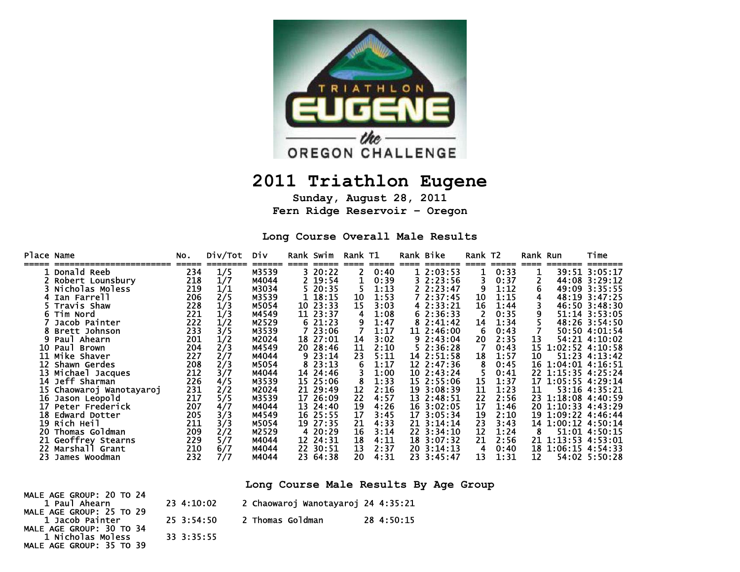TRIATHLON EUGENE the OREGON CHALLENGE

# 2011 Triathlon Eugene

**Sunday, August 28, 2011**

**Fern Ridge Reservoir - Oregon**

## Long Course Overall Male Results

| Place | Name | No. | Div/Tot | Div | Rank | Swim | Rank | T1 | Rank | Bike | Rank | T2 | Rank | Run | Time |
|---|---|---|---|---|---|---|---|---|---|---|---|---|---|---|---|
| 1 | Donald Reeb | 234 | 1/5 | M3539 | 3 | 20:22 | 2 | 0:40 | 1 | 2:03:53 | 1 | 0:33 | 1 | 39:51 | 3:05:17 |
| 2 | Robert Lounsbury | 218 | 1/7 | M4044 | 2 | 19:54 | 1 | 0:39 | 3 | 2:23:56 | 3 | 0:37 | 2 | 44:08 | 3:29:12 |
| 3 | Nicholas Moless | 219 | 1/1 | M3034 | 5 | 20:35 | 5 | 1:13 | 2 | 2:23:47 | 9 | 1:12 | 6 | 49:09 | 3:35:55 |
| 4 | Ian Farrell | 206 | 2/5 | M3539 | 1 | 18:15 | 10 | 1:53 | 7 | 2:37:45 | 10 | 1:15 | 4 | 48:19 | 3:47:25 |
| 5 | Travis Shaw | 228 | 1/3 | M5054 | 10 | 23:33 | 15 | 3:03 | 4 | 2:33:21 | 16 | 1:44 | 3 | 46:50 | 3:48:30 |
| 6 | Tim Nord | 221 | 1/3 | M4549 | 11 | 23:37 | 4 | 1:08 | 6 | 2:36:33 | 2 | 0:35 | 9 | 51:14 | 3:53:05 |
| 7 | Jacob Painter | 222 | 1/2 | M2529 | 6 | 21:23 | 9 | 1:47 | 8 | 2:41:42 | 14 | 1:34 | 5 | 48:26 | 3:54:50 |
| 8 | Brett Johnson | 233 | 3/5 | M3539 | 7 | 23:06 | 7 | 1:17 | 11 | 2:46:00 | 6 | 0:43 | 7 | 50:50 | 4:01:54 |
| 9 | Paul Ahearn | 201 | 1/2 | M2024 | 18 | 27:01 | 14 | 3:02 | 9 | 2:43:04 | 20 | 2:35 | 13 | 54:21 | 4:10:02 |
| 10 | Paul Brown | 204 | 2/3 | M4549 | 20 | 28:46 | 11 | 2:10 | 5 | 2:36:28 | 7 | 0:43 | 15 | 1:02:52 | 4:10:58 |
| 11 | Mike Shaver | 227 | 2/7 | M4044 | 9 | 23:14 | 23 | 5:11 | 14 | 2:51:58 | 18 | 1:57 | 10 | 51:23 | 4:13:42 |
| 12 | Shawn Gerdes | 208 | 2/3 | M5054 | 8 | 23:13 | 6 | 1:17 | 12 | 2:47:36 | 8 | 0:45 | 16 | 1:04:01 | 4:16:51 |
| 13 | Michael Jacques | 212 | 3/7 | M4044 | 14 | 24:46 | 3 | 1:00 | 10 | 2:43:24 | 5 | 0:41 | 22 | 1:15:35 | 4:25:24 |
| 14 | Jeff Sharman | 226 | 4/5 | M3539 | 15 | 25:06 | 8 | 1:33 | 15 | 2:55:06 | 15 | 1:37 | 17 | 1:05:55 | 4:29:14 |
| 15 | Chaowaroj Wanotayaroj | 231 | 2/2 | M2024 | 21 | 29:49 | 12 | 2:16 | 19 | 3:08:39 | 11 | 1:23 | 11 | 53:16 | 4:35:21 |
| 16 | Jason Leopold | 217 | 5/5 | M3539 | 17 | 26:09 | 22 | 4:57 | 13 | 2:48:51 | 22 | 2:56 | 23 | 1:18:08 | 4:40:59 |
| 17 | Peter Frederick | 207 | 4/7 | M4044 | 13 | 24:40 | 19 | 4:26 | 16 | 3:02:05 | 17 | 1:46 | 20 | 1:10:33 | 4:43:29 |
| 18 | Edward Dotter | 205 | 3/3 | M4549 | 16 | 25:55 | 17 | 3:45 | 17 | 3:05:34 | 19 | 2:10 | 19 | 1:09:22 | 4:46:44 |
| 19 | Rich Heil | 211 | 3/3 | M5054 | 19 | 27:35 | 21 | 4:33 | 21 | 3:14:14 | 23 | 3:43 | 14 | 1:00:12 | 4:50:14 |
| 20 | Thomas Goldman | 209 | 2/2 | M2529 | 4 | 20:29 | 16 | 3:14 | 22 | 3:34:10 | 12 | 1:24 | 8 | 51:01 | 4:50:15 |
| 21 | Geoffrey Stearns | 229 | 5/7 | M4044 | 12 | 24:31 | 18 | 4:11 | 18 | 3:07:32 | 21 | 2:56 | 21 | 1:13:53 | 4:53:01 |
| 22 | Marshall Grant | 210 | 6/7 | M4044 | 22 | 30:51 | 13 | 2:37 | 20 | 3:14:13 | 4 | 0:40 | 18 | 1:06:15 | 4:54:33 |
| 23 | James Woodman | 232 | 7/7 | M4044 | 23 | 64:38 | 20 | 4:31 | 23 | 3:45:47 | 13 | 1:31 | 12 | 54:02 | 5:50:28 |

## Long Course Male Results By Age Group

MALE AGE GROUP: 20 TO 24

1 Paul Ahearn 23 4:10:02 — 2 Chaowaroj Wanotayaroj 24 4:35:21

MALE AGE GROUP: 25 TO 29

1 Jacob Painter 25 3:54:50 — 2 Thomas Goldman 28 4:50:15

MALE AGE GROUP: 30 TO 34

1 Nicholas Moless 33 3:35:55

MALE AGE GROUP: 35 TO 39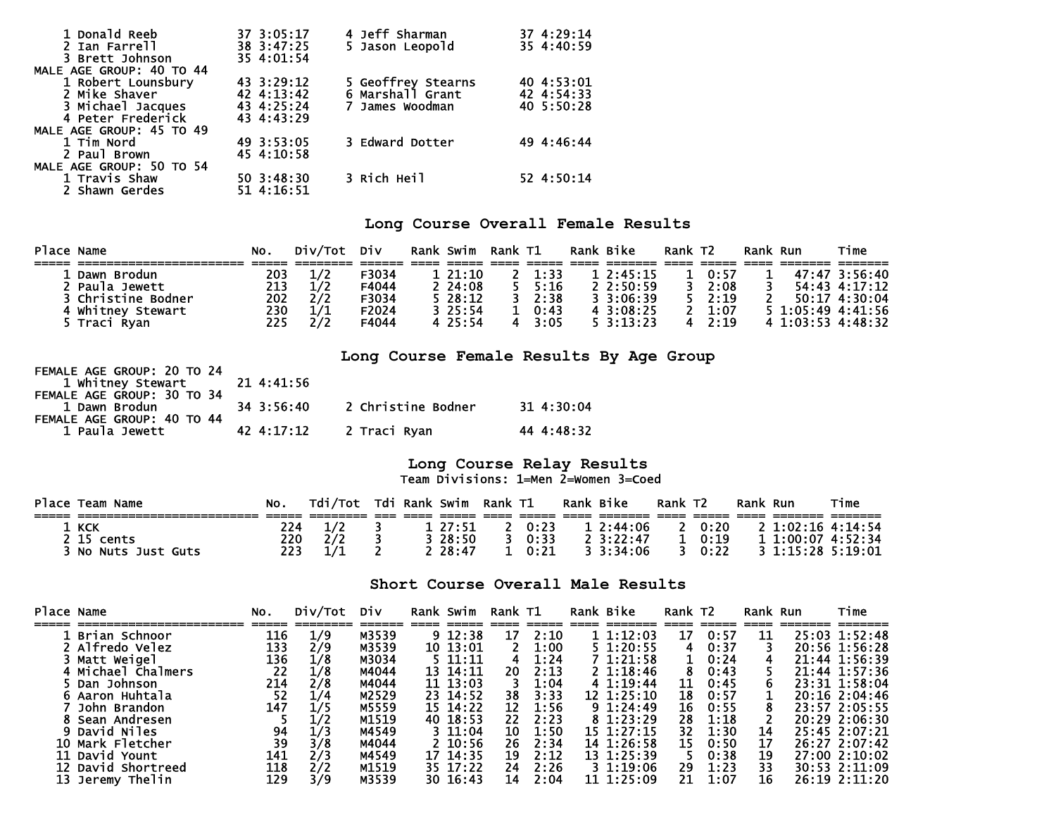| Place | Name | Age | Time | Place | Name | Age | Time |
|---|---|---|---|---|---|---|---|
| 1 | Donald Reeb | 37 | 3:05:17 | 4 | Jeff Sharman | 37 | 4:29:14 |
| 2 | Ian Farrell | 38 | 3:47:25 | 5 | Jason Leopold | 35 | 4:40:59 |
| 3 | Brett Johnson | 35 | 4:01:54 | | | | |

MALE AGE GROUP: 40 TO 44

| Place | Name | Age | Time | Place | Name | Age | Time |
|---|---|---|---|---|---|---|---|
| 1 | Robert Lounsbury | 43 | 3:29:12 | 5 | Geoffrey Stearns | 40 | 4:53:01 |
| 2 | Mike Shaver | 42 | 4:13:42 | 6 | Marshall Grant | 42 | 4:54:33 |
| 3 | Michael Jacques | 43 | 4:25:24 | 7 | James Woodman | 40 | 5:50:28 |
| 4 | Peter Frederick | 43 | 4:43:29 | | | | |

MALE AGE GROUP: 45 TO 49

| Place | Name | Age | Time | Place | Name | Age | Time |
|---|---|---|---|---|---|---|---|
| 1 | Tim Nord | 49 | 3:53:05 | 3 | Edward Dotter | 49 | 4:46:44 |
| 2 | Paul Brown | 45 | 4:10:58 | | | | |

MALE AGE GROUP: 50 TO 54

| Place | Name | Age | Time | Place | Name | Age | Time |
|---|---|---|---|---|---|---|---|
| 1 | Travis Shaw | 50 | 3:48:30 | 3 | Rich Heil | 52 | 4:50:14 |
| 2 | Shawn Gerdes | 51 | 4:16:51 | | | | |

## Long Course Overall Female Results

| Place | Name | No. | Div/Tot | Div | Rank | Swim | Rank | T1 | Rank | Bike | Rank | T2 | Rank | Run | Time |
|---|---|---|---|---|---|---|---|---|---|---|---|---|---|---|---|
| 1 | Dawn Brodun | 203 | 1/2 | F3034 | 1 | 21:10 | 2 | 1:33 | 1 | 2:45:15 | 1 | 0:57 | 1 | 47:47 | 3:56:40 |
| 2 | Paula Jewett | 213 | 1/2 | F4044 | 2 | 24:08 | 5 | 5:16 | 2 | 2:50:59 | 3 | 2:08 | 3 | 54:43 | 4:17:12 |
| 3 | Christine Bodner | 202 | 2/2 | F3034 | 5 | 28:12 | 3 | 2:38 | 3 | 3:06:39 | 5 | 2:19 | 2 | 50:17 | 4:30:04 |
| 4 | Whitney Stewart | 230 | 1/1 | F2024 | 3 | 25:54 | 1 | 0:43 | 4 | 3:08:25 | 2 | 1:07 | 5 | 1:05:49 | 4:41:56 |
| 5 | Traci Ryan | 225 | 2/2 | F4044 | 4 | 25:54 | 4 | 3:05 | 5 | 3:13:23 | 4 | 2:19 | 4 | 1:03:53 | 4:48:32 |

## Long Course Female Results By Age Group

FEMALE AGE GROUP: 20 TO 24

| Place | Name | Age | Time |
|---|---|---|---|
| 1 | Whitney Stewart | 21 | 4:41:56 |

FEMALE AGE GROUP: 30 TO 34

| Place | Name | Age | Time | Place | Name | Age | Time |
|---|---|---|---|---|---|---|---|
| 1 | Dawn Brodun | 34 | 3:56:40 | 2 | Christine Bodner | 31 | 4:30:04 |

FEMALE AGE GROUP: 40 TO 44

| Place | Name | Age | Time | Place | Name | Age | Time |
|---|---|---|---|---|---|---|---|
| 1 | Paula Jewett | 42 | 4:17:12 | 2 | Traci Ryan | 44 | 4:48:32 |

## Long Course Relay Results

Team Divisions: 1=Men 2=Women 3=Coed

| Place | Team Name | No. | Tdi/Tot | Tdi | Rank | Swim | Rank | T1 | Rank | Bike | Rank | T2 | Rank | Run | Time |
|---|---|---|---|---|---|---|---|---|---|---|---|---|---|---|---|
| 1 | KCK | 224 | 1/2 | 3 | 1 | 27:51 | 2 | 0:23 | 1 | 2:44:06 | 2 | 0:20 | 2 | 1:02:16 | 4:14:54 |
| 2 | 15 cents | 220 | 2/2 | 3 | 3 | 28:50 | 3 | 0:33 | 2 | 3:22:47 | 1 | 0:19 | 1 | 1:00:07 | 4:52:34 |
| 3 | No Nuts Just Guts | 223 | 1/1 | 2 | 2 | 28:47 | 1 | 0:21 | 3 | 3:34:06 | 3 | 0:22 | 3 | 1:15:28 | 5:19:01 |

## Short Course Overall Male Results

| Place | Name | No. | Div/Tot | Div | Rank | Swim | Rank | T1 | Rank | Bike | Rank | T2 | Rank | Run | Time |
|---|---|---|---|---|---|---|---|---|---|---|---|---|---|---|---|
| 1 | Brian Schnoor | 116 | 1/9 | M3539 | 9 | 12:38 | 17 | 2:10 | 1 | 1:12:03 | 17 | 0:57 | 11 | 25:03 | 1:52:48 |
| 2 | Alfredo Velez | 133 | 2/9 | M3539 | 10 | 13:01 | 2 | 1:00 | 5 | 1:20:55 | 4 | 0:37 | 3 | 20:56 | 1:56:28 |
| 3 | Matt Weigel | 136 | 1/8 | M3034 | 5 | 11:11 | 4 | 1:24 | 7 | 1:21:58 | 1 | 0:24 | 4 | 21:44 | 1:56:39 |
| 4 | Michael Chalmers | 22 | 1/8 | M4044 | 13 | 14:11 | 20 | 2:13 | 2 | 1:18:46 | 8 | 0:43 | 5 | 21:44 | 1:57:36 |
| 5 | Dan Johnson | 214 | 2/8 | M4044 | 11 | 13:03 | 3 | 1:04 | 4 | 1:19:44 | 11 | 0:45 | 6 | 23:31 | 1:58:04 |
| 6 | Aaron Huhtala | 52 | 1/4 | M2529 | 23 | 14:52 | 38 | 3:33 | 12 | 1:25:10 | 18 | 0:57 | 1 | 20:16 | 2:04:46 |
| 7 | John Brandon | 147 | 1/5 | M5559 | 15 | 14:22 | 12 | 1:56 | 9 | 1:24:49 | 16 | 0:55 | 8 | 23:57 | 2:05:55 |
| 8 | Sean Andresen | 5 | 1/2 | M1519 | 40 | 18:53 | 22 | 2:23 | 8 | 1:23:29 | 28 | 1:18 | 2 | 20:29 | 2:06:30 |
| 9 | David Niles | 94 | 1/3 | M4549 | 3 | 11:04 | 10 | 1:50 | 15 | 1:27:15 | 32 | 1:30 | 14 | 25:45 | 2:07:21 |
| 10 | Mark Fletcher | 39 | 3/8 | M4044 | 2 | 10:56 | 26 | 2:34 | 14 | 1:26:58 | 15 | 0:50 | 17 | 26:27 | 2:07:42 |
| 11 | David Yount | 141 | 2/3 | M4549 | 17 | 14:35 | 19 | 2:12 | 13 | 1:25:39 | 5 | 0:38 | 19 | 27:00 | 2:10:02 |
| 12 | David Shortreed | 118 | 2/2 | M1519 | 35 | 17:22 | 24 | 2:26 | 3 | 1:19:06 | 29 | 1:23 | 33 | 30:53 | 2:11:09 |
| 13 | Jeremy Thelin | 129 | 3/9 | M3539 | 30 | 16:43 | 14 | 2:04 | 11 | 1:25:09 | 21 | 1:07 | 16 | 26:19 | 2:11:20 |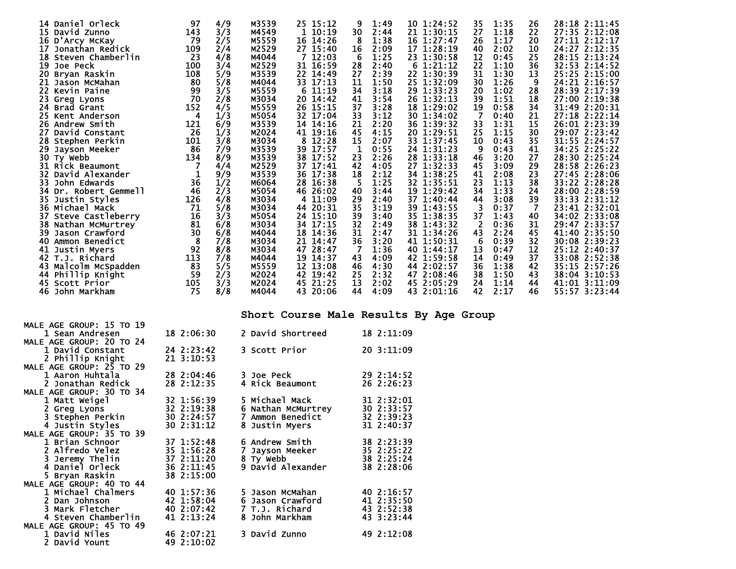| | | | | | | | | | | | | | | |
|---|---|---|---|---|---|---|---|---|---|---|---|---|---|---|
| 14 | Daniel Orleck | 97 | 4/9 | M3539 | 25 | 15:12 | 9 | 1:49 | 10 | 1:24:52 | 35 | 1:35 | 26 | 28:18 2:11:45 |
| 15 | David Zunno | 143 | 3/3 | M4549 | 1 | 10:19 | 30 | 2:44 | 21 | 1:30:15 | 27 | 1:18 | 22 | 27:35 2:12:08 |
| 16 | D'Arcy McKay | 79 | 2/5 | M5559 | 16 | 14:26 | 8 | 1:38 | 16 | 1:27:47 | 26 | 1:17 | 20 | 27:11 2:12:17 |
| 17 | Jonathan Redick | 109 | 2/4 | M2529 | 27 | 15:40 | 16 | 2:09 | 17 | 1:28:19 | 40 | 2:02 | 10 | 24:27 2:12:35 |
| 18 | Steven Chamberlin | 23 | 4/8 | M4044 | 7 | 12:03 | 6 | 1:25 | 23 | 1:30:58 | 12 | 0:45 | 25 | 28:15 2:13:24 |
| 19 | Joe Peck | 100 | 3/4 | M2529 | 31 | 16:59 | 28 | 2:40 | 6 | 1:21:12 | 22 | 1:10 | 36 | 32:53 2:14:52 |
| 20 | Bryan Raskin | 108 | 5/9 | M3539 | 22 | 14:49 | 27 | 2:39 | 22 | 1:30:39 | 31 | 1:30 | 13 | 25:25 2:15:00 |
| 21 | Jason McMahan | 80 | 5/8 | M4044 | 33 | 17:13 | 11 | 1:50 | 25 | 1:32:09 | 30 | 1:26 | 9 | 24:21 2:16:57 |
| 22 | Kevin Paine | 99 | 3/5 | M5559 | 6 | 11:19 | 34 | 3:18 | 29 | 1:33:23 | 20 | 1:02 | 28 | 28:39 2:17:39 |
| 23 | Greg Lyons | 70 | 2/8 | M3034 | 20 | 14:42 | 41 | 3:54 | 26 | 1:32:13 | 39 | 1:51 | 18 | 27:00 2:19:38 |
| 24 | Brad Grant | 152 | 4/5 | M5559 | 26 | 15:15 | 37 | 3:28 | 18 | 1:29:02 | 19 | 0:58 | 34 | 31:49 2:20:31 |
| 25 | Kent Anderson | 4 | 1/3 | M5054 | 32 | 17:04 | 33 | 3:12 | 30 | 1:34:02 | 7 | 0:40 | 21 | 27:18 2:22:14 |
| 26 | Andrew Smith | 121 | 6/9 | M3539 | 14 | 14:16 | 21 | 2:20 | 36 | 1:39:32 | 33 | 1:31 | 15 | 26:01 2:23:39 |
| 27 | David Constant | 26 | 1/3 | M2024 | 41 | 19:16 | 45 | 4:15 | 20 | 1:29:51 | 25 | 1:15 | 30 | 29:07 2:23:42 |
| 28 | Stephen Perkin | 101 | 3/8 | M3034 | 8 | 12:28 | 15 | 2:07 | 33 | 1:37:45 | 10 | 0:43 | 35 | 31:55 2:24:57 |
| 29 | Jayson Meeker | 86 | 7/9 | M3539 | 39 | 17:57 | 1 | 0:55 | 24 | 1:31:23 | 9 | 0:43 | 41 | 34:25 2:25:22 |
| 30 | Ty Webb | 134 | 8/9 | M3539 | 38 | 17:52 | 23 | 2:26 | 28 | 1:33:18 | 46 | 3:20 | 27 | 28:30 2:25:24 |
| 31 | Rick Beaumont | 7 | 4/4 | M2529 | 37 | 17:41 | 42 | 4:05 | 27 | 1:32:33 | 45 | 3:09 | 29 | 28:58 2:26:23 |
| 32 | David Alexander | 1 | 9/9 | M3539 | 36 | 17:38 | 18 | 2:12 | 34 | 1:38:25 | 41 | 2:08 | 23 | 27:45 2:28:06 |
| 33 | John Edwards | 36 | 1/2 | M6064 | 28 | 16:38 | 5 | 1:25 | 32 | 1:35:51 | 23 | 1:13 | 38 | 33:22 2:28:28 |
| 34 | Dr. Robert Gemmell | 46 | 2/3 | M5054 | 46 | 26:02 | 40 | 3:44 | 19 | 1:29:42 | 34 | 1:33 | 24 | 28:00 2:28:59 |
| 35 | Justin Styles | 126 | 4/8 | M3034 | 4 | 11:09 | 29 | 2:40 | 37 | 1:40:44 | 44 | 3:08 | 39 | 33:33 2:31:12 |
| 36 | Michael Mack | 71 | 5/8 | M3034 | 44 | 20:31 | 35 | 3:19 | 39 | 1:43:55 | 3 | 0:37 | 7 | 23:41 2:32:01 |
| 37 | Steve Castleberry | 16 | 3/3 | M5054 | 24 | 15:10 | 39 | 3:40 | 35 | 1:38:35 | 37 | 1:43 | 40 | 34:02 2:33:08 |
| 38 | Nathan McMurtrey | 81 | 6/8 | M3034 | 34 | 17:15 | 32 | 2:49 | 38 | 1:43:32 | 2 | 0:36 | 31 | 29:47 2:33:57 |
| 39 | Jason Crawford | 30 | 6/8 | M4044 | 18 | 14:36 | 31 | 2:47 | 31 | 1:34:26 | 43 | 2:24 | 45 | 41:40 2:35:50 |
| 40 | Ammon Benedict | 8 | 7/8 | M3034 | 21 | 14:47 | 36 | 3:20 | 41 | 1:50:31 | 6 | 0:39 | 32 | 30:08 2:39:23 |
| 41 | Justin Myers | 92 | 8/8 | M3034 | 47 | 28:47 | 7 | 1:36 | 40 | 1:44:17 | 13 | 0:47 | 12 | 25:12 2:40:37 |
| 42 | T.J. Richard | 113 | 7/8 | M4044 | 19 | 14:37 | 43 | 4:09 | 42 | 1:59:58 | 14 | 0:49 | 37 | 33:08 2:52:38 |
| 43 | Malcolm McSpadden | 83 | 5/5 | M5559 | 12 | 13:08 | 46 | 4:30 | 44 | 2:02:57 | 36 | 1:38 | 42 | 35:15 2:57:26 |
| 44 | Phillip Knight | 59 | 2/3 | M2024 | 42 | 19:42 | 25 | 2:32 | 47 | 2:08:46 | 38 | 1:50 | 43 | 38:04 3:10:53 |
| 45 | Scott Prior | 105 | 3/3 | M2024 | 45 | 21:25 | 13 | 2:02 | 45 | 2:05:29 | 24 | 1:14 | 44 | 41:01 3:11:09 |
| 46 | John Markham | 75 | 8/8 | M4044 | 43 | 20:06 | 44 | 4:09 | 43 | 2:01:16 | 42 | 2:17 | 46 | 55:57 3:23:44 |

## Short Course Male Results By Age Group

MALE AGE GROUP: 15 TO 19
1 Sean Andresen 18 2:06:30
2 David Shortreed 18 2:11:09

MALE AGE GROUP: 20 TO 24
1 David Constant 24 2:23:42
2 Phillip Knight 21 3:10:53
3 Scott Prior 20 3:11:09

MALE AGE GROUP: 25 TO 29
1 Aaron Huhtala 28 2:04:46
2 Jonathan Redick 28 2:12:35
3 Joe Peck 29 2:14:52
4 Rick Beaumont 26 2:26:23

MALE AGE GROUP: 30 TO 34
1 Matt Weigel 32 1:56:39
2 Greg Lyons 32 2:19:38
3 Stephen Perkin 30 2:24:57
4 Justin Styles 30 2:31:12
5 Michael Mack 31 2:32:01
6 Nathan McMurtrey 30 2:33:57
7 Ammon Benedict 32 2:39:23
8 Justin Myers 31 2:40:37

MALE AGE GROUP: 35 TO 39
1 Brian Schnoor 37 1:52:48
2 Alfredo Velez 35 1:56:28
3 Jeremy Thelin 37 2:11:20
4 Daniel Orleck 36 2:11:45
5 Bryan Raskin 38 2:15:00
6 Andrew Smith 38 2:23:39
7 Jayson Meeker 35 2:25:22
8 Ty Webb 38 2:25:24
9 David Alexander 38 2:28:06

MALE AGE GROUP: 40 TO 44
1 Michael Chalmers 40 1:57:36
2 Dan Johnson 42 1:58:04
3 Mark Fletcher 40 2:07:42
4 Steven Chamberlin 41 2:13:24
5 Jason McMahan 40 2:16:57
6 Jason Crawford 41 2:35:50
7 T.J. Richard 43 2:52:38
8 John Markham 43 3:23:44

MALE AGE GROUP: 45 TO 49
1 David Niles 46 2:07:21
2 David Yount 49 2:10:02
3 David Zunno 49 2:12:08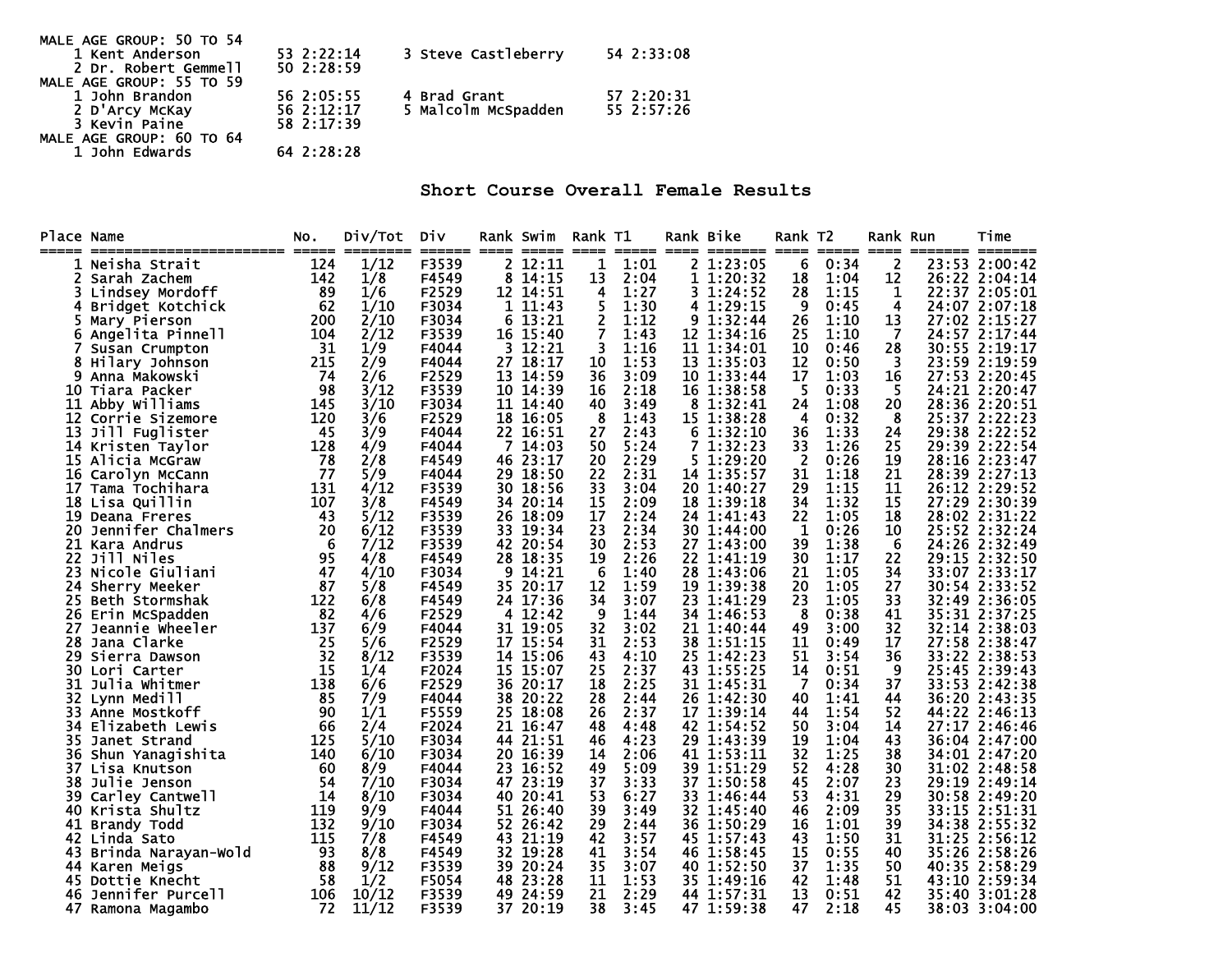MALE AGE GROUP: 50 TO 54

| Place | Name | Age | Time |
|---|---|---|---|
| 1 | Kent Anderson | 53 | 2:22:14 |
| 2 | Dr. Robert Gemmell | 50 | 2:28:59 |
| 3 | Steve Castleberry | 54 | 2:33:08 |

MALE AGE GROUP: 55 TO 59

| Place | Name | Age | Time |
|---|---|---|---|
| 1 | John Brandon | 56 | 2:05:55 |
| 2 | D'Arcy McKay | 56 | 2:12:17 |
| 3 | Kevin Paine | 58 | 2:17:39 |
| 4 | Brad Grant | 57 | 2:20:31 |
| 5 | Malcolm McSpadden | 55 | 2:57:26 |

MALE AGE GROUP: 60 TO 64

| Place | Name | Age | Time |
|---|---|---|---|
| 1 | John Edwards | 64 | 2:28:28 |

## Short Course Overall Female Results

| Place | Name | No. | Div/Tot | Div | Rank | Swim | Rank | T1 | Rank | Bike | Rank | T2 | Rank | Run | Time |
|---|---|---|---|---|---|---|---|---|---|---|---|---|---|---|---|
| 1 | Neisha Strait | 124 | 1/12 | F3539 | 2 | 12:11 | 1 | 1:01 | 2 | 1:23:05 | 6 | 0:34 | 2 | 23:53 | 2:00:42 |
| 2 | Sarah Zachem | 142 | 1/8 | F4549 | 8 | 14:15 | 13 | 2:04 | 1 | 1:20:32 | 18 | 1:04 | 12 | 26:22 | 2:04:14 |
| 3 | Lindsey Mordoff | 89 | 1/6 | F2529 | 12 | 14:51 | 4 | 1:27 | 3 | 1:24:52 | 28 | 1:15 | 1 | 22:37 | 2:05:01 |
| 4 | Bridget Kotchick | 62 | 1/10 | F3034 | 1 | 11:43 | 5 | 1:30 | 4 | 1:29:15 | 9 | 0:45 | 4 | 24:07 | 2:07:18 |
| 5 | Mary Pierson | 200 | 2/10 | F3034 | 6 | 13:21 | 2 | 1:12 | 9 | 1:32:44 | 26 | 1:10 | 13 | 27:02 | 2:15:27 |
| 6 | Angelita Pinnell | 104 | 2/12 | F3539 | 16 | 15:40 | 7 | 1:43 | 12 | 1:34:16 | 25 | 1:10 | 7 | 24:57 | 2:17:44 |
| 7 | Susan Crumpton | 31 | 1/9 | F4044 | 3 | 12:21 | 3 | 1:16 | 11 | 1:34:01 | 10 | 0:46 | 28 | 30:55 | 2:19:17 |
| 8 | Hilary Johnson | 215 | 2/9 | F4044 | 27 | 18:17 | 10 | 1:53 | 13 | 1:35:03 | 12 | 0:50 | 3 | 23:59 | 2:19:59 |
| 9 | Anna Makowski | 74 | 2/6 | F2529 | 13 | 14:59 | 36 | 3:09 | 10 | 1:33:44 | 17 | 1:03 | 16 | 27:53 | 2:20:45 |
| 10 | Tiara Packer | 98 | 3/12 | F3539 | 10 | 14:39 | 16 | 2:18 | 16 | 1:38:58 | 5 | 0:33 | 5 | 24:21 | 2:20:47 |
| 11 | Abby Williams | 145 | 3/10 | F3034 | 11 | 14:40 | 40 | 3:49 | 8 | 1:32:41 | 24 | 1:08 | 20 | 28:36 | 2:20:51 |
| 12 | Corrie Sizemore | 120 | 3/6 | F2529 | 18 | 16:05 | 8 | 1:43 | 15 | 1:38:28 | 4 | 0:32 | 8 | 25:37 | 2:22:23 |
| 13 | Jill Fuglister | 45 | 3/9 | F4044 | 22 | 16:51 | 27 | 2:43 | 6 | 1:32:10 | 36 | 1:33 | 24 | 29:38 | 2:22:52 |
| 14 | Kristen Taylor | 128 | 4/9 | F4044 | 7 | 14:03 | 50 | 5:24 | 7 | 1:32:23 | 33 | 1:26 | 25 | 29:39 | 2:22:54 |
| 15 | Alicia McGraw | 78 | 2/8 | F4549 | 46 | 23:17 | 20 | 2:29 | 5 | 1:29:20 | 2 | 0:26 | 19 | 28:16 | 2:23:47 |
| 16 | Carolyn McCann | 77 | 5/9 | F4044 | 29 | 18:50 | 22 | 2:31 | 14 | 1:35:57 | 31 | 1:18 | 21 | 28:39 | 2:27:13 |
| 17 | Tama Tochihara | 131 | 4/12 | F3539 | 30 | 18:56 | 33 | 3:04 | 20 | 1:40:27 | 29 | 1:15 | 11 | 26:12 | 2:29:52 |
| 18 | Lisa Quillin | 107 | 3/8 | F4549 | 34 | 20:14 | 15 | 2:09 | 18 | 1:39:18 | 34 | 1:32 | 15 | 27:29 | 2:30:39 |
| 19 | Deana Freres | 43 | 5/12 | F3539 | 26 | 18:09 | 17 | 2:24 | 24 | 1:41:43 | 22 | 1:05 | 18 | 28:02 | 2:31:22 |
| 20 | Jennifer Chalmers | 20 | 6/12 | F3539 | 33 | 19:34 | 23 | 2:34 | 30 | 1:44:00 | 1 | 0:26 | 10 | 25:52 | 2:32:24 |
| 21 | Kara Andrus | 6 | 7/12 | F3539 | 42 | 20:54 | 30 | 2:53 | 27 | 1:43:00 | 39 | 1:38 | 6 | 24:26 | 2:32:49 |
| 22 | Jill Niles | 95 | 4/8 | F4549 | 28 | 18:35 | 19 | 2:26 | 22 | 1:41:19 | 30 | 1:17 | 22 | 29:15 | 2:32:50 |
| 23 | Nicole Giuliani | 47 | 4/10 | F3034 | 9 | 14:21 | 6 | 1:40 | 28 | 1:43:06 | 21 | 1:05 | 34 | 33:07 | 2:33:17 |
| 24 | Sherry Meeker | 87 | 5/8 | F4549 | 35 | 20:17 | 12 | 1:59 | 19 | 1:39:38 | 20 | 1:05 | 27 | 30:54 | 2:33:52 |
| 25 | Beth Stormshak | 122 | 6/8 | F4549 | 24 | 17:36 | 34 | 3:07 | 23 | 1:41:29 | 23 | 1:05 | 33 | 32:49 | 2:36:05 |
| 26 | Erin McSpadden | 82 | 4/6 | F2529 | 4 | 12:42 | 9 | 1:44 | 34 | 1:46:53 | 8 | 0:38 | 41 | 35:31 | 2:37:25 |
| 27 | Jeannie Wheeler | 137 | 6/9 | F4044 | 31 | 19:05 | 32 | 3:02 | 21 | 1:40:44 | 49 | 3:00 | 32 | 32:14 | 2:38:03 |
| 28 | Jana Clarke | 25 | 5/6 | F2529 | 17 | 15:54 | 31 | 2:53 | 38 | 1:51:15 | 11 | 0:49 | 17 | 27:58 | 2:38:47 |
| 29 | Sierra Dawson | 32 | 8/12 | F3539 | 14 | 15:06 | 43 | 4:10 | 25 | 1:42:23 | 51 | 3:54 | 36 | 33:22 | 2:38:53 |
| 30 | Lori Carter | 15 | 1/4 | F2024 | 15 | 15:07 | 25 | 2:37 | 43 | 1:55:25 | 14 | 0:51 | 9 | 25:45 | 2:39:43 |
| 31 | Julia Whitmer | 138 | 6/6 | F2529 | 36 | 20:17 | 18 | 2:25 | 31 | 1:45:31 | 7 | 0:34 | 37 | 33:53 | 2:42:38 |
| 32 | Lynn Medill | 85 | 7/9 | F4044 | 38 | 20:22 | 28 | 2:44 | 26 | 1:42:30 | 40 | 1:41 | 44 | 36:20 | 2:43:35 |
| 33 | Anne Mostkoff | 90 | 1/1 | F5559 | 25 | 18:08 | 26 | 2:37 | 17 | 1:39:14 | 44 | 1:54 | 52 | 44:22 | 2:46:13 |
| 34 | Elizabeth Lewis | 66 | 2/4 | F2024 | 21 | 16:47 | 48 | 4:48 | 42 | 1:54:52 | 50 | 3:04 | 14 | 27:17 | 2:46:46 |
| 35 | Janet Strand | 125 | 5/10 | F3034 | 44 | 21:51 | 46 | 4:23 | 29 | 1:43:39 | 19 | 1:04 | 43 | 36:04 | 2:47:00 |
| 36 | Shun Yanagishita | 140 | 6/10 | F3034 | 20 | 16:39 | 14 | 2:06 | 41 | 1:53:11 | 32 | 1:25 | 38 | 34:01 | 2:47:20 |
| 37 | Lisa Knutson | 60 | 8/9 | F4044 | 23 | 16:52 | 49 | 5:09 | 39 | 1:51:29 | 52 | 4:28 | 30 | 31:02 | 2:48:58 |
| 38 | Julie Jenson | 54 | 7/10 | F3034 | 47 | 23:19 | 37 | 3:33 | 37 | 1:50:58 | 45 | 2:07 | 23 | 29:19 | 2:49:14 |
| 39 | Carley Cantwell | 14 | 8/10 | F3034 | 40 | 20:41 | 53 | 6:27 | 33 | 1:46:44 | 53 | 4:31 | 29 | 30:58 | 2:49:20 |
| 40 | Krista Shultz | 119 | 9/9 | F4044 | 51 | 26:40 | 39 | 3:49 | 32 | 1:45:40 | 46 | 2:09 | 35 | 33:15 | 2:51:31 |
| 41 | Brandy Todd | 132 | 9/10 | F3034 | 52 | 26:42 | 29 | 2:44 | 36 | 1:50:29 | 16 | 1:01 | 39 | 34:38 | 2:55:32 |
| 42 | Linda Sato | 115 | 7/8 | F4549 | 43 | 21:19 | 42 | 3:57 | 45 | 1:57:43 | 43 | 1:50 | 31 | 31:25 | 2:56:12 |
| 43 | Brinda Narayan-Wold | 93 | 8/8 | F4549 | 32 | 19:28 | 41 | 3:54 | 46 | 1:58:45 | 15 | 0:55 | 40 | 35:26 | 2:58:26 |
| 44 | Karen Meigs | 88 | 9/12 | F3539 | 39 | 20:24 | 35 | 3:07 | 40 | 1:52:50 | 37 | 1:35 | 50 | 40:35 | 2:58:29 |
| 45 | Dottie Knecht | 58 | 1/2 | F5054 | 48 | 23:28 | 11 | 1:53 | 35 | 1:49:16 | 42 | 1:48 | 51 | 43:10 | 2:59:34 |
| 46 | Jennifer Purcell | 106 | 10/12 | F3539 | 49 | 24:59 | 21 | 2:29 | 44 | 1:57:31 | 13 | 0:51 | 42 | 35:40 | 3:01:28 |
| 47 | Ramona Magambo | 72 | 11/12 | F3539 | 37 | 20:19 | 38 | 3:45 | 47 | 1:59:38 | 47 | 2:18 | 45 | 38:03 | 3:04:00 |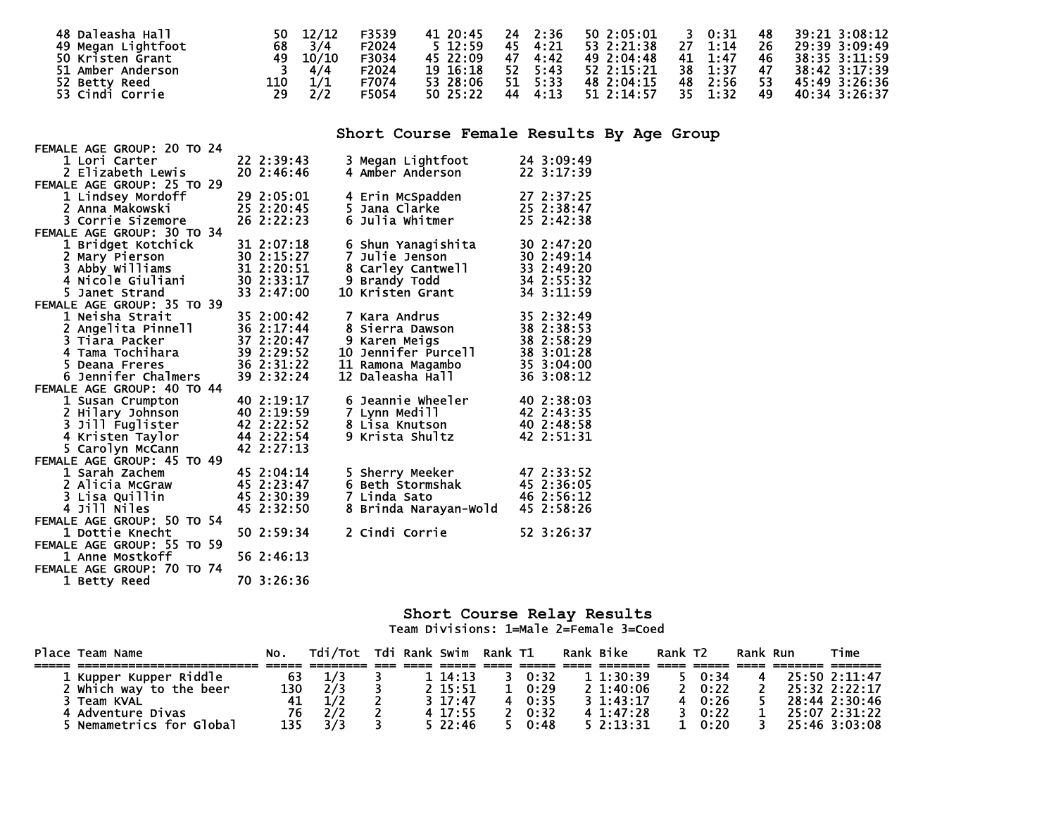| | | | | | | | | | | | | | |
|---|---|---|---|---|---|---|---|---|---|---|---|---|---|
| 48 | Daleasha Hall | 50 | 12/12 | F3539 | 41 | 20:45 | 24 | 2:36 | 50 | 2:05:01 | 3 | 0:31 | 48 | 39:21 3:08:12 |
| 49 | Megan Lightfoot | 68 | 3/4 | F2024 | 5 | 12:59 | 45 | 4:21 | 53 | 2:21:38 | 27 | 1:14 | 26 | 29:39 3:09:49 |
| 50 | Kristen Grant | 49 | 10/10 | F3034 | 45 | 22:09 | 47 | 4:42 | 49 | 2:04:48 | 41 | 1:47 | 46 | 38:35 3:11:59 |
| 51 | Amber Anderson | 3 | 4/4 | F2024 | 19 | 16:18 | 52 | 5:43 | 52 | 2:15:21 | 38 | 1:37 | 47 | 38:42 3:17:39 |
| 52 | Betty Reed | 110 | 1/1 | F7074 | 53 | 28:06 | 51 | 5:33 | 48 | 2:04:15 | 48 | 2:56 | 53 | 45:49 3:26:36 |
| 53 | Cindi Corrie | 29 | 2/2 | F5054 | 50 | 25:22 | 44 | 4:13 | 51 | 2:14:57 | 35 | 1:32 | 49 | 40:34 3:26:37 |

## Short Course Female Results By Age Group

```
FEMALE AGE GROUP: 20 TO 24
    1 Lori Carter          22 2:39:43      3 Megan Lightfoot        24 3:09:49
    2 Elizabeth Lewis      20 2:46:46      4 Amber Anderson         22 3:17:39
FEMALE AGE GROUP: 25 TO 29
    1 Lindsey Mordoff      29 2:05:01      4 Erin McSpadden         27 2:37:25
    2 Anna Makowski        25 2:20:45      5 Jana Clarke            25 2:38:47
    3 Corrie Sizemore      26 2:22:23      6 Julia Whitmer          25 2:42:38
FEMALE AGE GROUP: 30 TO 34
    1 Bridget Kotchick     31 2:07:18      6 Shun Yanagishita       30 2:47:20
    2 Mary Pierson         30 2:15:27      7 Julie Jenson           30 2:49:14
    3 Abby Williams        31 2:20:51      8 Carley Cantwell        33 2:49:20
    4 Nicole Giuliani      30 2:33:17      9 Brandy Todd            34 2:55:32
    5 Janet Strand         33 2:47:00     10 Kristen Grant          34 3:11:59
FEMALE AGE GROUP: 35 TO 39
    1 Neisha Strait        35 2:00:42      7 Kara Andrus            35 2:32:49
    2 Angelita Pinnell     36 2:17:44      8 Sierra Dawson          38 2:38:53
    3 Tiara Packer         37 2:20:47      9 Karen Meigs            38 2:58:29
    4 Tama Tochihara       39 2:29:52     10 Jennifer Purcell       38 3:01:28
    5 Deana Freres         36 2:31:22     11 Ramona Magambo         35 3:04:00
    6 Jennifer Chalmers    39 2:32:24     12 Daleasha Hall          36 3:08:12
FEMALE AGE GROUP: 40 TO 44
    1 Susan Crumpton       40 2:19:17      6 Jeannie Wheeler        40 2:38:03
    2 Hilary Johnson       40 2:19:59      7 Lynn Medill            42 2:43:35
    3 Jill Fuglister       42 2:22:52      8 Lisa Knutson           40 2:48:58
    4 Kristen Taylor       44 2:22:54      9 Krista Shultz          42 2:51:31
    5 Carolyn McCann       42 2:27:13
FEMALE AGE GROUP: 45 TO 49
    1 Sarah Zachem         45 2:04:14      5 Sherry Meeker          47 2:33:52
    2 Alicia McGraw        45 2:23:47      6 Beth Stormshak         45 2:36:05
    3 Lisa Quillin         45 2:30:39      7 Linda Sato             46 2:56:12
    4 Jill Niles           45 2:32:50      8 Brinda Narayan-Wold    45 2:58:26
FEMALE AGE GROUP: 50 TO 54
    1 Dottie Knecht        50 2:59:34      2 Cindi Corrie           52 3:26:37
FEMALE AGE GROUP: 55 TO 59
    1 Anne Mostkoff        56 2:46:13
FEMALE AGE GROUP: 70 TO 74
    1 Betty Reed           70 3:26:36
```

## Short Course Relay Results

Team Divisions: 1=Male 2=Female 3=Coed

| Place | Team Name | No. | Tdi/Tot | Tdi | Rank | Swim | Rank | T1 | Rank | Bike | Rank | T2 | Rank | Run | Time |
|---|---|---|---|---|---|---|---|---|---|---|---|---|---|---|---|
| 1 | Kupper Kupper Riddle | 63 | 1/3 | 3 | 1 | 14:13 | 3 | 0:32 | 1 | 1:30:39 | 5 | 0:34 | 4 | 25:50 | 2:11:47 |
| 2 | Which way to the beer | 130 | 2/3 | 3 | 2 | 15:51 | 1 | 0:29 | 2 | 1:40:06 | 2 | 0:22 | 2 | 25:32 | 2:22:17 |
| 3 | Team KVAL | 41 | 1/2 | 2 | 3 | 17:47 | 4 | 0:35 | 3 | 1:43:17 | 4 | 0:26 | 5 | 28:44 | 2:30:46 |
| 4 | Adventure Divas | 76 | 2/2 | 2 | 4 | 17:55 | 2 | 0:32 | 4 | 1:47:28 | 3 | 0:22 | 1 | 25:07 | 2:31:22 |
| 5 | Nemametrics for Global | 135 | 3/3 | 3 | 5 | 22:46 | 5 | 0:48 | 5 | 2:13:31 | 1 | 0:20 | 3 | 25:46 | 3:03:08 |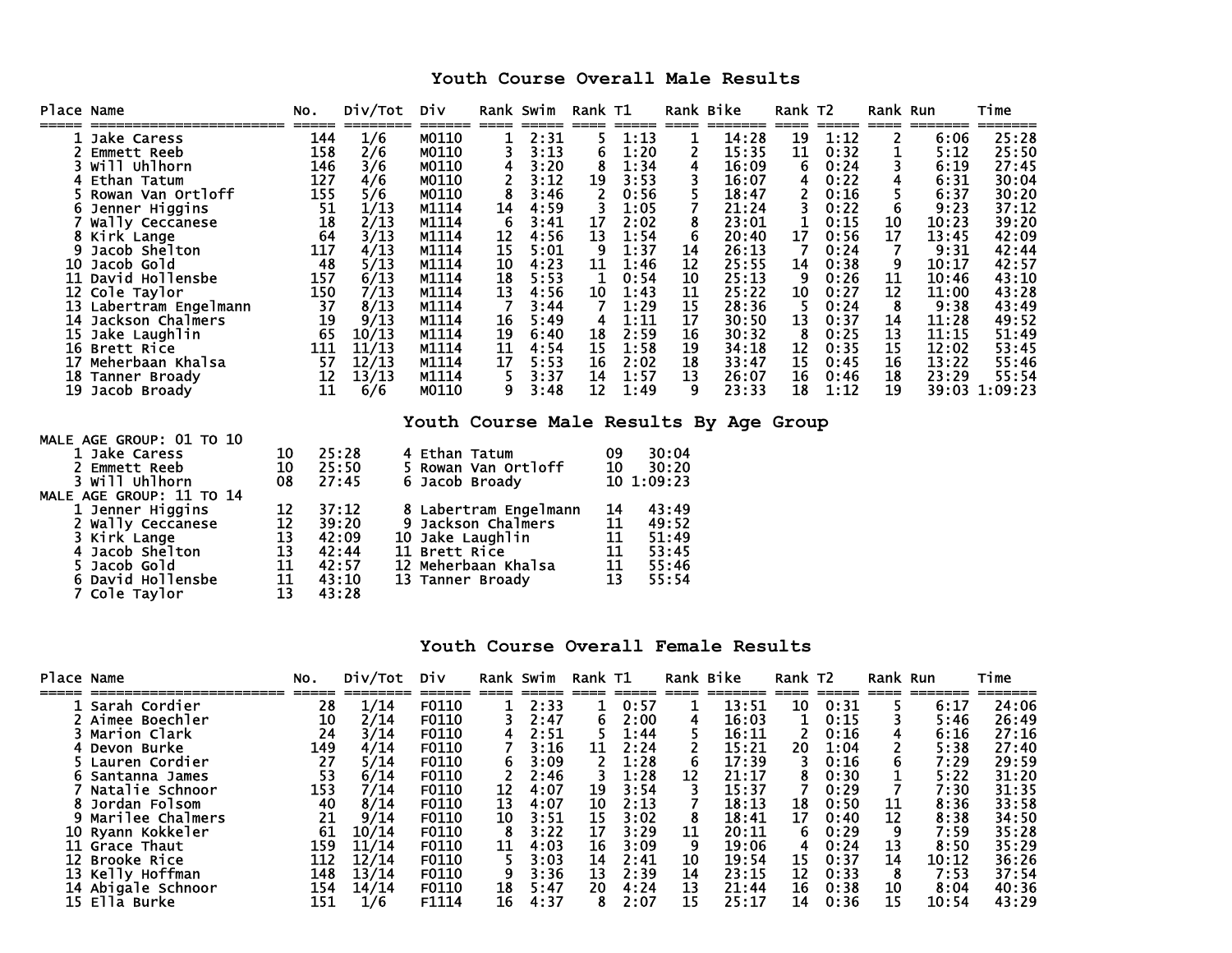## Youth Course Overall Male Results

| Place | Name | No. | Div/Tot | Div | Rank | Swim | Rank | T1 | Rank | Bike | Rank | T2 | Rank | Run | Time |
|---|---|---|---|---|---|---|---|---|---|---|---|---|---|---|---|
| 1 | Jake Caress | 144 | 1/6 | M0110 | 1 | 2:31 | 5 | 1:13 | 1 | 14:28 | 19 | 1:12 | 2 | 6:06 | 25:28 |
| 2 | Emmett Reeb | 158 | 2/6 | M0110 | 3 | 3:13 | 6 | 1:20 | 2 | 15:35 | 11 | 0:32 | 1 | 5:12 | 25:50 |
| 3 | Will Uhlhorn | 146 | 3/6 | M0110 | 4 | 3:20 | 8 | 1:34 | 4 | 16:09 | 6 | 0:24 | 3 | 6:19 | 27:45 |
| 4 | Ethan Tatum | 127 | 4/6 | M0110 | 2 | 3:12 | 19 | 3:53 | 3 | 16:07 | 4 | 0:22 | 4 | 6:31 | 30:04 |
| 5 | Rowan Van Ortloff | 155 | 5/6 | M0110 | 8 | 3:46 | 2 | 0:56 | 5 | 18:47 | 2 | 0:16 | 5 | 6:37 | 30:20 |
| 6 | Jenner Higgins | 51 | 1/13 | M1114 | 14 | 4:59 | 3 | 1:05 | 7 | 21:24 | 3 | 0:22 | 6 | 9:23 | 37:12 |
| 7 | Wally Ceccanese | 18 | 2/13 | M1114 | 6 | 3:41 | 17 | 2:02 | 8 | 23:01 | 1 | 0:15 | 10 | 10:23 | 39:20 |
| 8 | Kirk Lange | 64 | 3/13 | M1114 | 12 | 4:56 | 13 | 1:54 | 6 | 20:40 | 17 | 0:56 | 17 | 13:45 | 42:09 |
| 9 | Jacob Shelton | 117 | 4/13 | M1114 | 15 | 5:01 | 9 | 1:37 | 14 | 26:13 | 7 | 0:24 | 7 | 9:31 | 42:44 |
| 10 | Jacob Gold | 48 | 5/13 | M1114 | 10 | 4:23 | 11 | 1:46 | 12 | 25:55 | 14 | 0:38 | 9 | 10:17 | 42:57 |
| 11 | David Hollensbe | 157 | 6/13 | M1114 | 18 | 5:53 | 1 | 0:54 | 10 | 25:13 | 9 | 0:26 | 11 | 10:46 | 43:10 |
| 12 | Cole Taylor | 150 | 7/13 | M1114 | 13 | 4:56 | 10 | 1:43 | 11 | 25:22 | 10 | 0:27 | 12 | 11:00 | 43:28 |
| 13 | Labertram Engelmann | 37 | 8/13 | M1114 | 7 | 3:44 | 7 | 1:29 | 15 | 28:36 | 5 | 0:24 | 8 | 9:38 | 43:49 |
| 14 | Jackson Chalmers | 19 | 9/13 | M1114 | 16 | 5:49 | 4 | 1:11 | 17 | 30:50 | 13 | 0:37 | 14 | 11:28 | 49:52 |
| 15 | Jake Laughlin | 65 | 10/13 | M1114 | 19 | 6:40 | 18 | 2:59 | 16 | 30:32 | 8 | 0:25 | 13 | 11:15 | 51:49 |
| 16 | Brett Rice | 111 | 11/13 | M1114 | 11 | 4:54 | 15 | 1:58 | 19 | 34:18 | 12 | 0:35 | 15 | 12:02 | 53:45 |
| 17 | Meherbaan Khalsa | 57 | 12/13 | M1114 | 17 | 5:53 | 16 | 2:02 | 18 | 33:47 | 15 | 0:45 | 16 | 13:22 | 55:46 |
| 18 | Tanner Broady | 12 | 13/13 | M1114 | 5 | 3:37 | 14 | 1:57 | 13 | 26:07 | 16 | 0:46 | 18 | 23:29 | 55:54 |
| 19 | Jacob Broady | 11 | 6/6 | M0110 | 9 | 3:48 | 12 | 1:49 | 9 | 23:33 | 18 | 1:12 | 19 | 39:03 | 1:09:23 |

## Youth Course Male Results By Age Group

**MALE AGE GROUP: 01 TO 10**

| Place | Name | Age | Time |
|---|---|---|---|
| 1 | Jake Caress | 10 | 25:28 |
| 2 | Emmett Reeb | 10 | 25:50 |
| 3 | Will Uhlhorn | 08 | 27:45 |
| 4 | Ethan Tatum | 09 | 30:04 |
| 5 | Rowan Van Ortloff | 10 | 30:20 |
| 6 | Jacob Broady | 10 | 1:09:23 |

**MALE AGE GROUP: 11 TO 14**

| Place | Name | Age | Time |
|---|---|---|---|
| 1 | Jenner Higgins | 12 | 37:12 |
| 2 | Wally Ceccanese | 12 | 39:20 |
| 3 | Kirk Lange | 13 | 42:09 |
| 4 | Jacob Shelton | 13 | 42:44 |
| 5 | Jacob Gold | 11 | 42:57 |
| 6 | David Hollensbe | 11 | 43:10 |
| 7 | Cole Taylor | 13 | 43:28 |
| 8 | Labertram Engelmann | 14 | 43:49 |
| 9 | Jackson Chalmers | 11 | 49:52 |
| 10 | Jake Laughlin | 11 | 51:49 |
| 11 | Brett Rice | 11 | 53:45 |
| 12 | Meherbaan Khalsa | 11 | 55:46 |
| 13 | Tanner Broady | 13 | 55:54 |

## Youth Course Overall Female Results

| Place | Name | No. | Div/Tot | Div | Rank | Swim | Rank | T1 | Rank | Bike | Rank | T2 | Rank | Run | Time |
|---|---|---|---|---|---|---|---|---|---|---|---|---|---|---|---|
| 1 | Sarah Cordier | 28 | 1/14 | F0110 | 1 | 2:33 | 1 | 0:57 | 1 | 13:51 | 10 | 0:31 | 5 | 6:17 | 24:06 |
| 2 | Aimee Boechler | 10 | 2/14 | F0110 | 3 | 2:47 | 6 | 2:00 | 4 | 16:03 | 1 | 0:15 | 3 | 5:46 | 26:49 |
| 3 | Marion Clark | 24 | 3/14 | F0110 | 4 | 2:51 | 5 | 1:44 | 5 | 16:11 | 2 | 0:16 | 4 | 6:16 | 27:16 |
| 4 | Devon Burke | 149 | 4/14 | F0110 | 7 | 3:16 | 11 | 2:24 | 2 | 15:21 | 20 | 1:04 | 2 | 5:38 | 27:40 |
| 5 | Lauren Cordier | 27 | 5/14 | F0110 | 6 | 3:09 | 2 | 1:28 | 6 | 17:39 | 3 | 0:16 | 6 | 7:29 | 29:59 |
| 6 | Santanna James | 53 | 6/14 | F0110 | 2 | 2:46 | 3 | 1:28 | 12 | 21:17 | 8 | 0:30 | 1 | 5:22 | 31:20 |
| 7 | Natalie Schnoor | 153 | 7/14 | F0110 | 12 | 4:07 | 19 | 3:54 | 3 | 15:37 | 7 | 0:29 | 7 | 7:30 | 31:35 |
| 8 | Jordan Folsom | 40 | 8/14 | F0110 | 13 | 4:07 | 10 | 2:13 | 7 | 18:13 | 18 | 0:50 | 11 | 8:36 | 33:58 |
| 9 | Marilee Chalmers | 21 | 9/14 | F0110 | 10 | 3:51 | 15 | 3:02 | 8 | 18:41 | 17 | 0:40 | 12 | 8:38 | 34:50 |
| 10 | Ryann Kokkeler | 61 | 10/14 | F0110 | 8 | 3:22 | 17 | 3:29 | 11 | 20:11 | 6 | 0:29 | 9 | 7:59 | 35:28 |
| 11 | Grace Thaut | 159 | 11/14 | F0110 | 11 | 4:03 | 16 | 3:09 | 9 | 19:06 | 4 | 0:24 | 13 | 8:50 | 35:29 |
| 12 | Brooke Rice | 112 | 12/14 | F0110 | 5 | 3:03 | 14 | 2:41 | 10 | 19:54 | 15 | 0:37 | 14 | 10:12 | 36:26 |
| 13 | Kelly Hoffman | 148 | 13/14 | F0110 | 9 | 3:36 | 13 | 2:39 | 14 | 23:15 | 12 | 0:33 | 8 | 7:53 | 37:54 |
| 14 | Abigale Schnoor | 154 | 14/14 | F0110 | 18 | 5:47 | 20 | 4:24 | 13 | 21:44 | 16 | 0:38 | 10 | 8:04 | 40:36 |
| 15 | Ella Burke | 151 | 1/6 | F1114 | 16 | 4:37 | 8 | 2:07 | 15 | 25:17 | 14 | 0:36 | 15 | 10:54 | 43:29 |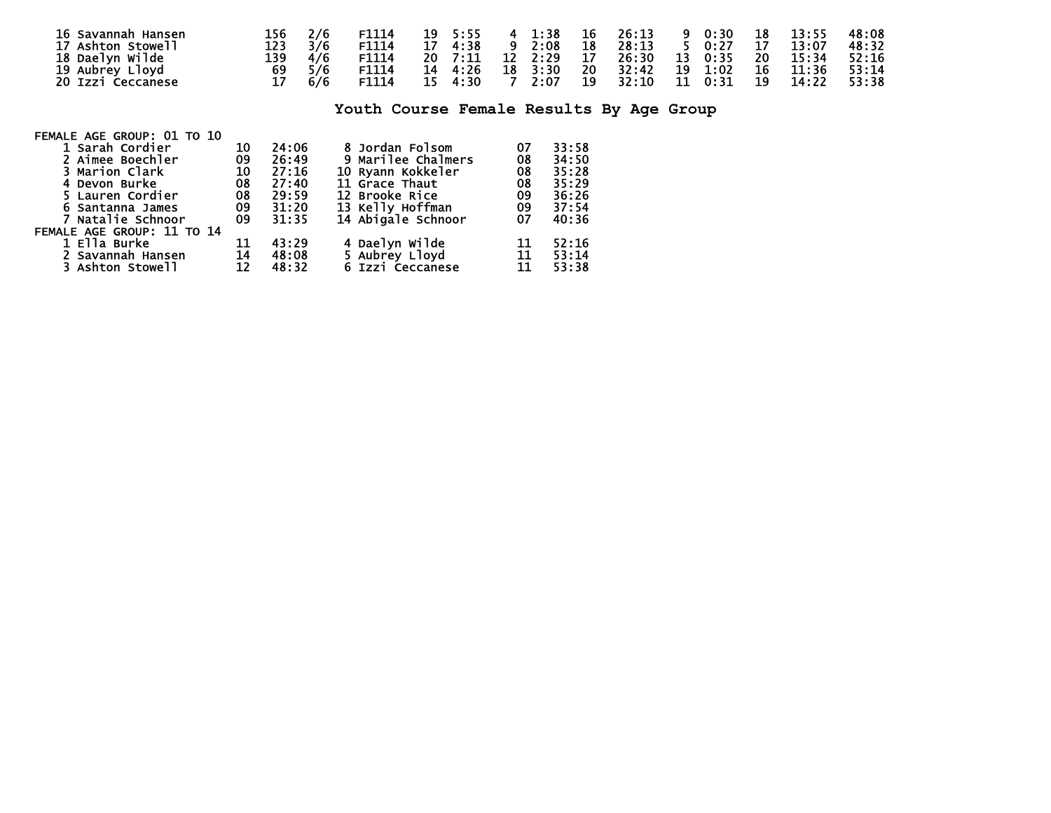| | | | | | | | | | | | | | | |
|---|---|---|---|---|---|---|---|---|---|---|---|---|---|---|
| 16 Savannah Hansen | 156 | 2/6 | F1114 | 19 | 5:55 | 4 | 1:38 | 16 | 26:13 | 9 | 0:30 | 18 | 13:55 | 48:08 |
| 17 Ashton Stowell | 123 | 3/6 | F1114 | 17 | 4:38 | 9 | 2:08 | 18 | 28:13 | 5 | 0:27 | 17 | 13:07 | 48:32 |
| 18 Daelyn Wilde | 139 | 4/6 | F1114 | 20 | 7:11 | 12 | 2:29 | 17 | 26:30 | 13 | 0:35 | 20 | 15:34 | 52:16 |
| 19 Aubrey Lloyd | 69 | 5/6 | F1114 | 14 | 4:26 | 18 | 3:30 | 20 | 32:42 | 19 | 1:02 | 16 | 11:36 | 53:14 |
| 20 Izzi Ceccanese | 17 | 6/6 | F1114 | 15 | 4:30 | 7 | 2:07 | 19 | 32:10 | 11 | 0:31 | 19 | 14:22 | 53:38 |

## Youth Course Female Results By Age Group

FEMALE AGE GROUP: 01 TO 10

| | | | | | |
|---|---|---|---|---|---|
| 1 Sarah Cordier | 10 | 24:06 | 8 Jordan Folsom | 07 | 33:58 |
| 2 Aimee Boechler | 09 | 26:49 | 9 Marilee Chalmers | 08 | 34:50 |
| 3 Marion Clark | 10 | 27:16 | 10 Ryann Kokkeler | 08 | 35:28 |
| 4 Devon Burke | 08 | 27:40 | 11 Grace Thaut | 08 | 35:29 |
| 5 Lauren Cordier | 08 | 29:59 | 12 Brooke Rice | 09 | 36:26 |
| 6 Santanna James | 09 | 31:20 | 13 Kelly Hoffman | 09 | 37:54 |
| 7 Natalie Schnoor | 09 | 31:35 | 14 Abigale Schnoor | 07 | 40:36 |

FEMALE AGE GROUP: 11 TO 14

| | | | | | |
|---|---|---|---|---|---|
| 1 Ella Burke | 11 | 43:29 | 4 Daelyn Wilde | 11 | 52:16 |
| 2 Savannah Hansen | 14 | 48:08 | 5 Aubrey Lloyd | 11 | 53:14 |
| 3 Ashton Stowell | 12 | 48:32 | 6 Izzi Ceccanese | 11 | 53:38 |